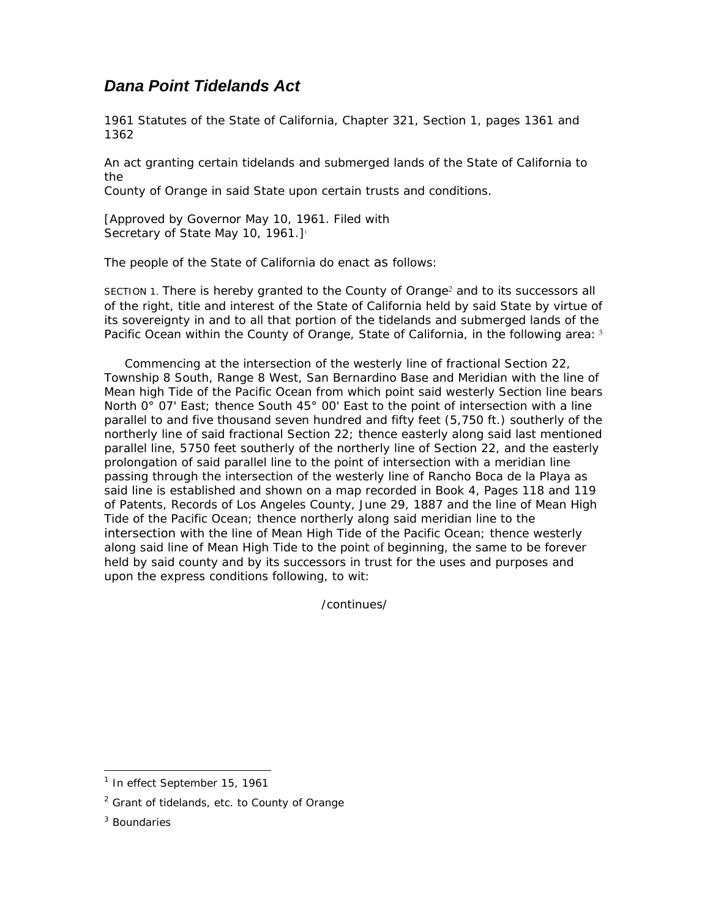# *Dana Point Tidelands Act*

1961 Statutes of the State of California, Chapter 321, Section 1, pages 1361 and 1362

An act granting certain tidelands and submerged lands of the State of California to the County of Orange in said State upon certain trusts and conditions.

[Approved by Governor May 10, 1961. Filed with Secretary of State May 10, 1961.][1]

The people of the State of California do enact as follows:

SECTION 1. There is hereby granted to the County of Orange[2] and to its successors all of the right, title and interest of the State of California held by said State by virtue of its sovereignty in and to all that portion of the tidelands and submerged lands of the Pacific Ocean within the County of Orange, State of California, in the following area: [3]

Commencing at the intersection of the westerly line of fractional Section 22, Township 8 South, Range 8 West, San Bernardino Base and Meridian with the line of Mean high Tide of the Pacific Ocean from which point said westerly Section line bears North 0° 07' East; thence South 45° 00' East to the point of intersection with a line parallel to and five thousand seven hundred and fifty feet (5,750 ft.) southerly of the northerly line of said fractional Section 22; thence easterly along said last mentioned parallel line, 5750 feet southerly of the northerly line of Section 22, and the easterly prolongation of said parallel line to the point of intersection with a meridian line passing through the intersection of the westerly line of Rancho Boca de la Playa as said line is established and shown on a map recorded in Book 4, Pages 118 and 119 of Patents, Records of Los Angeles County, June 29, 1887 and the line of Mean High Tide of the Pacific Ocean; thence northerly along said meridian line to the intersection with the line of Mean High Tide of the Pacific Ocean; thence westerly along said line of Mean High Tide to the point of beginning, the same to be forever held by said county and by its successors in trust for the uses and purposes and upon the express conditions following, to wit:

/continues/

---

[1] In effect September 15, 1961

[2] Grant of tidelands, etc. to County of Orange

[3] Boundaries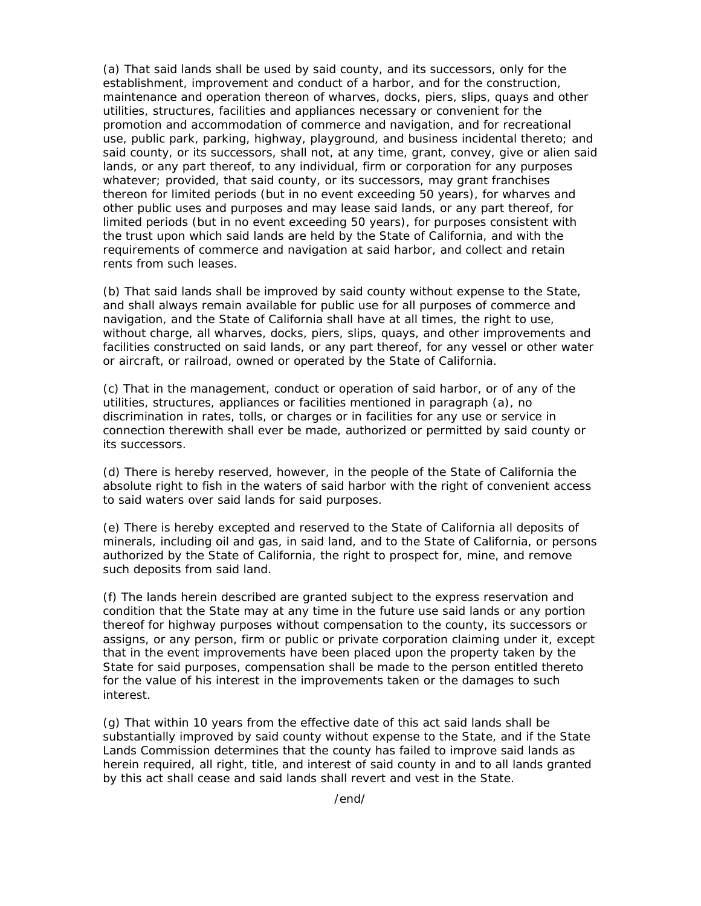(a) That said lands shall be used by said county, and its successors, only for the establishment, improvement and conduct of a harbor, and for the construction, maintenance and operation thereon of wharves, docks, piers, slips, quays and other utilities, structures, facilities and appliances necessary or convenient for the promotion and accommodation of commerce and navigation, and for recreational use, public park, parking, highway, playground, and business incidental thereto; and said county, or its successors, shall not, at any time, grant, convey, give or alien said lands, or any part thereof, to any individual, firm or corporation for any purposes whatever; provided, that said county, or its successors, may grant franchises thereon for limited periods (but in no event exceeding 50 years), for wharves and other public uses and purposes and may lease said lands, or any part thereof, for limited periods (but in no event exceeding 50 years), for purposes consistent with the trust upon which said lands are held by the State of California, and with the requirements of commerce and navigation at said harbor, and collect and retain rents from such leases.

(b) That said lands shall be improved by said county without expense to the State, and shall always remain available for public use for all purposes of commerce and navigation, and the State of California shall have at all times, the right to use, without charge, all wharves, docks, piers, slips, quays, and other improvements and facilities constructed on said lands, or any part thereof, for any vessel or other water or aircraft, or railroad, owned or operated by the State of California.

(c) That in the management, conduct or operation of said harbor, or of any of the utilities, structures, appliances or facilities mentioned in paragraph (a), no discrimination in rates, tolls, or charges or in facilities for any use or service in connection therewith shall ever be made, authorized or permitted by said county or its successors.

(d) There is hereby reserved, however, in the people of the State of California the absolute right to fish in the waters of said harbor with the right of convenient access to said waters over said lands for said purposes.

(e) There is hereby excepted and reserved to the State of California all deposits of minerals, including oil and gas, in said land, and to the State of California, or persons authorized by the State of California, the right to prospect for, mine, and remove such deposits from said land.

(f) The lands herein described are granted subject to the express reservation and condition that the State may at any time in the future use said lands or any portion thereof for highway purposes without compensation to the county, its successors or assigns, or any person, firm or public or private corporation claiming under it, except that in the event improvements have been placed upon the property taken by the State for said purposes, compensation shall be made to the person entitled thereto for the value of his interest in the improvements taken or the damages to such interest.

(g) That within 10 years from the effective date of this act said lands shall be substantially improved by said county without expense to the State, and if the State Lands Commission determines that the county has failed to improve said lands as herein required, all right, title, and interest of said county in and to all lands granted by this act shall cease and said lands shall revert and vest in the State.

/end/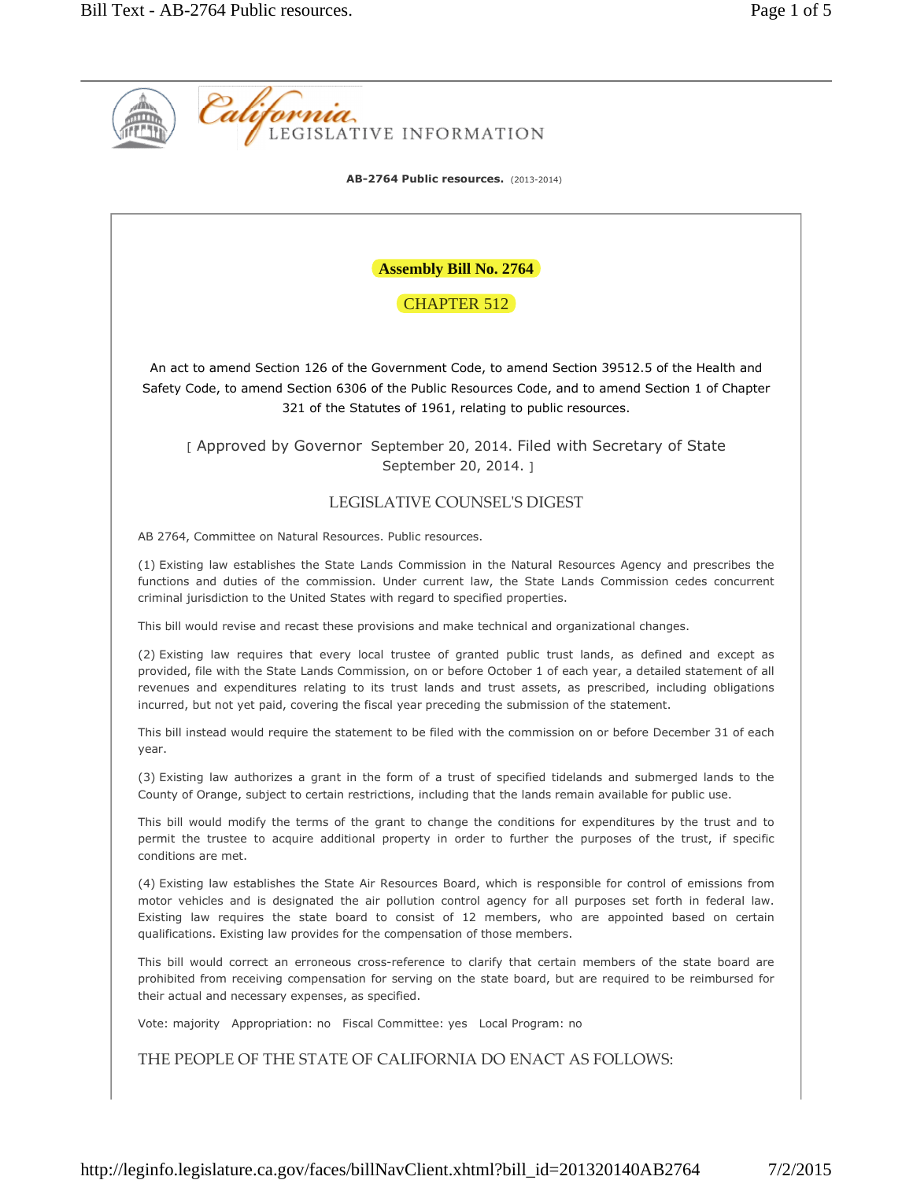**AB-2764 Public resources.** (2013-2014)

# Assembly Bill No. 2764

## CHAPTER 512

An act to amend Section 126 of the Government Code, to amend Section 39512.5 of the Health and Safety Code, to amend Section 6306 of the Public Resources Code, and to amend Section 1 of Chapter 321 of the Statutes of 1961, relating to public resources.

[ Approved by Governor September 20, 2014. Filed with Secretary of State September 20, 2014. ]

## LEGISLATIVE COUNSEL'S DIGEST

AB 2764, Committee on Natural Resources. Public resources.

(1) Existing law establishes the State Lands Commission in the Natural Resources Agency and prescribes the functions and duties of the commission. Under current law, the State Lands Commission cedes concurrent criminal jurisdiction to the United States with regard to specified properties.

This bill would revise and recast these provisions and make technical and organizational changes.

(2) Existing law requires that every local trustee of granted public trust lands, as defined and except as provided, file with the State Lands Commission, on or before October 1 of each year, a detailed statement of all revenues and expenditures relating to its trust lands and trust assets, as prescribed, including obligations incurred, but not yet paid, covering the fiscal year preceding the submission of the statement.

This bill instead would require the statement to be filed with the commission on or before December 31 of each year.

(3) Existing law authorizes a grant in the form of a trust of specified tidelands and submerged lands to the County of Orange, subject to certain restrictions, including that the lands remain available for public use.

This bill would modify the terms of the grant to change the conditions for expenditures by the trust and to permit the trustee to acquire additional property in order to further the purposes of the trust, if specific conditions are met.

(4) Existing law establishes the State Air Resources Board, which is responsible for control of emissions from motor vehicles and is designated the air pollution control agency for all purposes set forth in federal law. Existing law requires the state board to consist of 12 members, who are appointed based on certain qualifications. Existing law provides for the compensation of those members.

This bill would correct an erroneous cross-reference to clarify that certain members of the state board are prohibited from receiving compensation for serving on the state board, but are required to be reimbursed for their actual and necessary expenses, as specified.

Vote: majority Appropriation: no Fiscal Committee: yes Local Program: no

THE PEOPLE OF THE STATE OF CALIFORNIA DO ENACT AS FOLLOWS: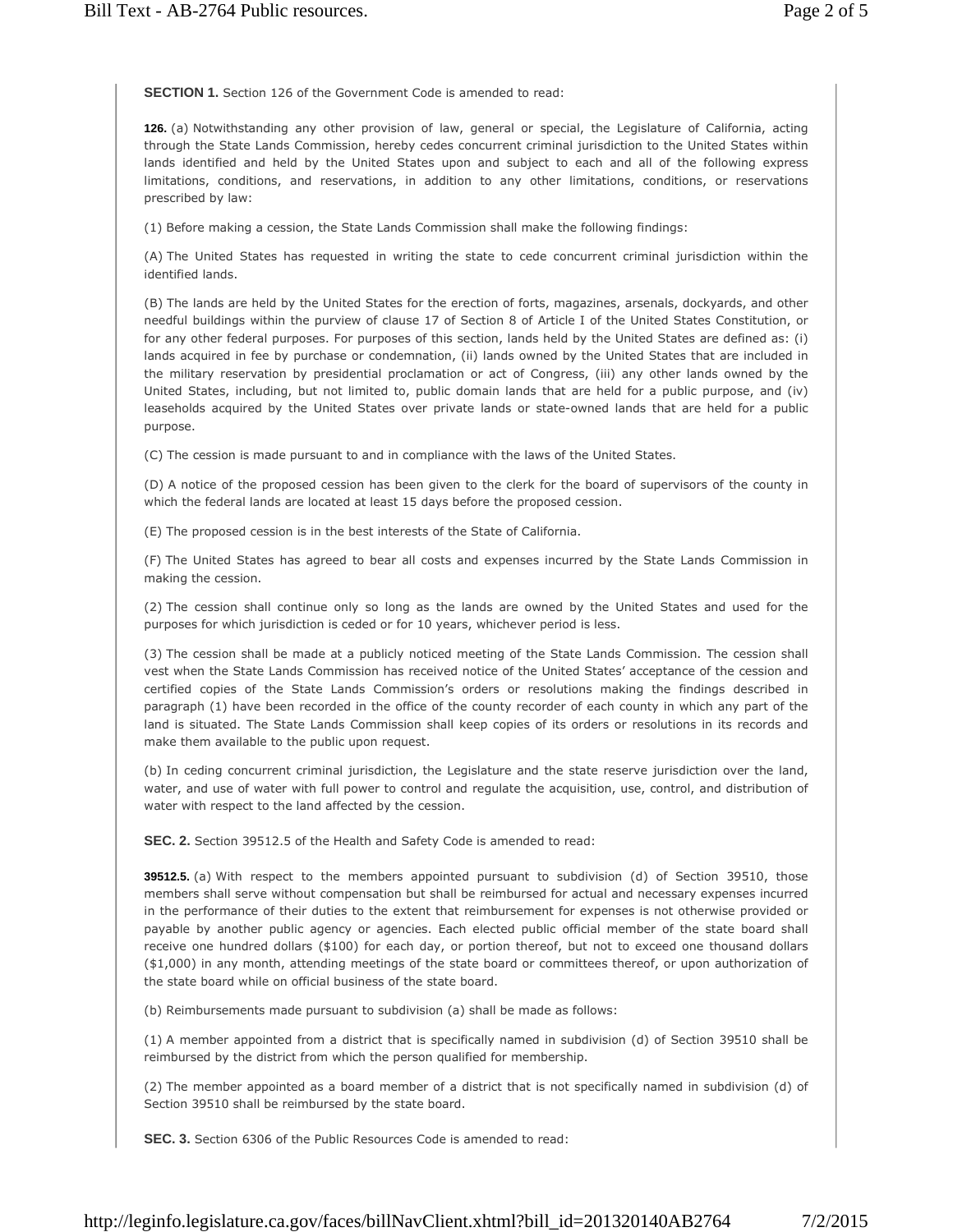**SECTION 1.** Section 126 of the Government Code is amended to read:

**126.** (a) Notwithstanding any other provision of law, general or special, the Legislature of California, acting through the State Lands Commission, hereby cedes concurrent criminal jurisdiction to the United States within lands identified and held by the United States upon and subject to each and all of the following express limitations, conditions, and reservations, in addition to any other limitations, conditions, or reservations prescribed by law:

(1) Before making a cession, the State Lands Commission shall make the following findings:

(A) The United States has requested in writing the state to cede concurrent criminal jurisdiction within the identified lands.

(B) The lands are held by the United States for the erection of forts, magazines, arsenals, dockyards, and other needful buildings within the purview of clause 17 of Section 8 of Article I of the United States Constitution, or for any other federal purposes. For purposes of this section, lands held by the United States are defined as: (i) lands acquired in fee by purchase or condemnation, (ii) lands owned by the United States that are included in the military reservation by presidential proclamation or act of Congress, (iii) any other lands owned by the United States, including, but not limited to, public domain lands that are held for a public purpose, and (iv) leaseholds acquired by the United States over private lands or state-owned lands that are held for a public purpose.

(C) The cession is made pursuant to and in compliance with the laws of the United States.

(D) A notice of the proposed cession has been given to the clerk for the board of supervisors of the county in which the federal lands are located at least 15 days before the proposed cession.

(E) The proposed cession is in the best interests of the State of California.

(F) The United States has agreed to bear all costs and expenses incurred by the State Lands Commission in making the cession.

(2) The cession shall continue only so long as the lands are owned by the United States and used for the purposes for which jurisdiction is ceded or for 10 years, whichever period is less.

(3) The cession shall be made at a publicly noticed meeting of the State Lands Commission. The cession shall vest when the State Lands Commission has received notice of the United States' acceptance of the cession and certified copies of the State Lands Commission's orders or resolutions making the findings described in paragraph (1) have been recorded in the office of the county recorder of each county in which any part of the land is situated. The State Lands Commission shall keep copies of its orders or resolutions in its records and make them available to the public upon request.

(b) In ceding concurrent criminal jurisdiction, the Legislature and the state reserve jurisdiction over the land, water, and use of water with full power to control and regulate the acquisition, use, control, and distribution of water with respect to the land affected by the cession.

**SEC. 2.** Section 39512.5 of the Health and Safety Code is amended to read:

**39512.5.** (a) With respect to the members appointed pursuant to subdivision (d) of Section 39510, those members shall serve without compensation but shall be reimbursed for actual and necessary expenses incurred in the performance of their duties to the extent that reimbursement for expenses is not otherwise provided or payable by another public agency or agencies. Each elected public official member of the state board shall receive one hundred dollars ($100) for each day, or portion thereof, but not to exceed one thousand dollars ($1,000) in any month, attending meetings of the state board or committees thereof, or upon authorization of the state board while on official business of the state board.

(b) Reimbursements made pursuant to subdivision (a) shall be made as follows:

(1) A member appointed from a district that is specifically named in subdivision (d) of Section 39510 shall be reimbursed by the district from which the person qualified for membership.

(2) The member appointed as a board member of a district that is not specifically named in subdivision (d) of Section 39510 shall be reimbursed by the state board.

**SEC. 3.** Section 6306 of the Public Resources Code is amended to read: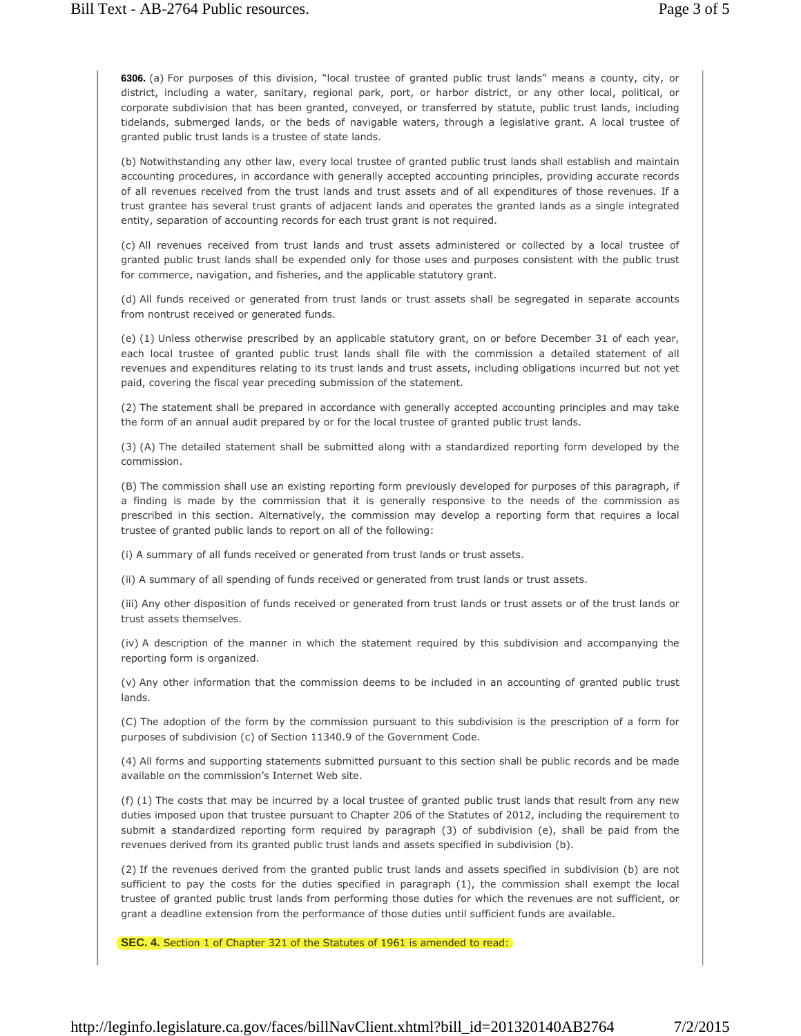**6306.** (a) For purposes of this division, "local trustee of granted public trust lands" means a county, city, or district, including a water, sanitary, regional park, port, or harbor district, or any other local, political, or corporate subdivision that has been granted, conveyed, or transferred by statute, public trust lands, including tidelands, submerged lands, or the beds of navigable waters, through a legislative grant. A local trustee of granted public trust lands is a trustee of state lands.

(b) Notwithstanding any other law, every local trustee of granted public trust lands shall establish and maintain accounting procedures, in accordance with generally accepted accounting principles, providing accurate records of all revenues received from the trust lands and trust assets and of all expenditures of those revenues. If a trust grantee has several trust grants of adjacent lands and operates the granted lands as a single integrated entity, separation of accounting records for each trust grant is not required.

(c) All revenues received from trust lands and trust assets administered or collected by a local trustee of granted public trust lands shall be expended only for those uses and purposes consistent with the public trust for commerce, navigation, and fisheries, and the applicable statutory grant.

(d) All funds received or generated from trust lands or trust assets shall be segregated in separate accounts from nontrust received or generated funds.

(e) (1) Unless otherwise prescribed by an applicable statutory grant, on or before December 31 of each year, each local trustee of granted public trust lands shall file with the commission a detailed statement of all revenues and expenditures relating to its trust lands and trust assets, including obligations incurred but not yet paid, covering the fiscal year preceding submission of the statement.

(2) The statement shall be prepared in accordance with generally accepted accounting principles and may take the form of an annual audit prepared by or for the local trustee of granted public trust lands.

(3) (A) The detailed statement shall be submitted along with a standardized reporting form developed by the commission.

(B) The commission shall use an existing reporting form previously developed for purposes of this paragraph, if a finding is made by the commission that it is generally responsive to the needs of the commission as prescribed in this section. Alternatively, the commission may develop a reporting form that requires a local trustee of granted public lands to report on all of the following:

(i) A summary of all funds received or generated from trust lands or trust assets.

(ii) A summary of all spending of funds received or generated from trust lands or trust assets.

(iii) Any other disposition of funds received or generated from trust lands or trust assets or of the trust lands or trust assets themselves.

(iv) A description of the manner in which the statement required by this subdivision and accompanying the reporting form is organized.

(v) Any other information that the commission deems to be included in an accounting of granted public trust lands.

(C) The adoption of the form by the commission pursuant to this subdivision is the prescription of a form for purposes of subdivision (c) of Section 11340.9 of the Government Code.

(4) All forms and supporting statements submitted pursuant to this section shall be public records and be made available on the commission's Internet Web site.

(f) (1) The costs that may be incurred by a local trustee of granted public trust lands that result from any new duties imposed upon that trustee pursuant to Chapter 206 of the Statutes of 2012, including the requirement to submit a standardized reporting form required by paragraph (3) of subdivision (e), shall be paid from the revenues derived from its granted public trust lands and assets specified in subdivision (b).

(2) If the revenues derived from the granted public trust lands and assets specified in subdivision (b) are not sufficient to pay the costs for the duties specified in paragraph (1), the commission shall exempt the local trustee of granted public trust lands from performing those duties for which the revenues are not sufficient, or grant a deadline extension from the performance of those duties until sufficient funds are available.

**SEC. 4.** Section 1 of Chapter 321 of the Statutes of 1961 is amended to read: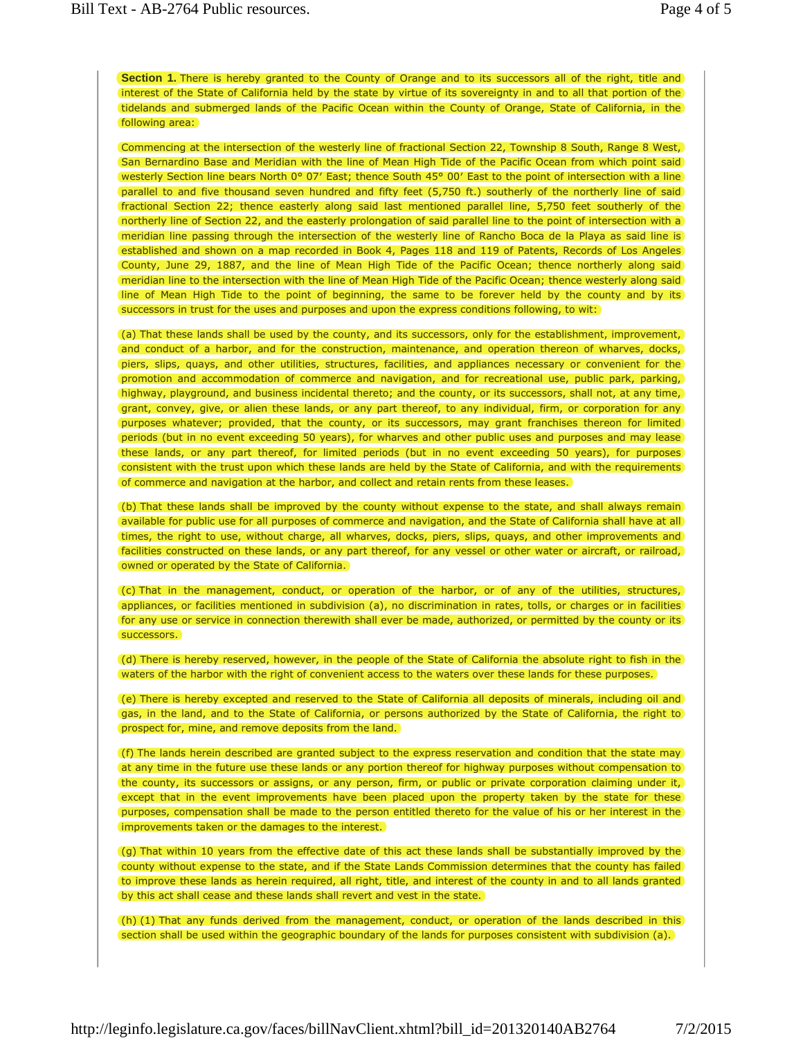**Section 1.** There is hereby granted to the County of Orange and to its successors all of the right, title and interest of the State of California held by the state by virtue of its sovereignty in and to all that portion of the tidelands and submerged lands of the Pacific Ocean within the County of Orange, State of California, in the following area:

Commencing at the intersection of the westerly line of fractional Section 22, Township 8 South, Range 8 West, San Bernardino Base and Meridian with the line of Mean High Tide of the Pacific Ocean from which point said westerly Section line bears North 0° 07′ East; thence South 45° 00′ East to the point of intersection with a line parallel to and five thousand seven hundred and fifty feet (5,750 ft.) southerly of the northerly line of said fractional Section 22; thence easterly along said last mentioned parallel line, 5,750 feet southerly of the northerly line of Section 22, and the easterly prolongation of said parallel line to the point of intersection with a meridian line passing through the intersection of the westerly line of Rancho Boca de la Playa as said line is established and shown on a map recorded in Book 4, Pages 118 and 119 of Patents, Records of Los Angeles County, June 29, 1887, and the line of Mean High Tide of the Pacific Ocean; thence northerly along said meridian line to the intersection with the line of Mean High Tide of the Pacific Ocean; thence westerly along said line of Mean High Tide to the point of beginning, the same to be forever held by the county and by its successors in trust for the uses and purposes and upon the express conditions following, to wit:

(a) That these lands shall be used by the county, and its successors, only for the establishment, improvement, and conduct of a harbor, and for the construction, maintenance, and operation thereon of wharves, docks, piers, slips, quays, and other utilities, structures, facilities, and appliances necessary or convenient for the promotion and accommodation of commerce and navigation, and for recreational use, public park, parking, highway, playground, and business incidental thereto; and the county, or its successors, shall not, at any time, grant, convey, give, or alien these lands, or any part thereof, to any individual, firm, or corporation for any purposes whatever; provided, that the county, or its successors, may grant franchises thereon for limited periods (but in no event exceeding 50 years), for wharves and other public uses and purposes and may lease these lands, or any part thereof, for limited periods (but in no event exceeding 50 years), for purposes consistent with the trust upon which these lands are held by the State of California, and with the requirements of commerce and navigation at the harbor, and collect and retain rents from these leases.

(b) That these lands shall be improved by the county without expense to the state, and shall always remain available for public use for all purposes of commerce and navigation, and the State of California shall have at all times, the right to use, without charge, all wharves, docks, piers, slips, quays, and other improvements and facilities constructed on these lands, or any part thereof, for any vessel or other water or aircraft, or railroad, owned or operated by the State of California.

(c) That in the management, conduct, or operation of the harbor, or of any of the utilities, structures, appliances, or facilities mentioned in subdivision (a), no discrimination in rates, tolls, or charges or in facilities for any use or service in connection therewith shall ever be made, authorized, or permitted by the county or its successors.

(d) There is hereby reserved, however, in the people of the State of California the absolute right to fish in the waters of the harbor with the right of convenient access to the waters over these lands for these purposes.

(e) There is hereby excepted and reserved to the State of California all deposits of minerals, including oil and gas, in the land, and to the State of California, or persons authorized by the State of California, the right to prospect for, mine, and remove deposits from the land.

(f) The lands herein described are granted subject to the express reservation and condition that the state may at any time in the future use these lands or any portion thereof for highway purposes without compensation to the county, its successors or assigns, or any person, firm, or public or private corporation claiming under it, except that in the event improvements have been placed upon the property taken by the state for these purposes, compensation shall be made to the person entitled thereto for the value of his or her interest in the improvements taken or the damages to the interest.

(g) That within 10 years from the effective date of this act these lands shall be substantially improved by the county without expense to the state, and if the State Lands Commission determines that the county has failed to improve these lands as herein required, all right, title, and interest of the county in and to all lands granted by this act shall cease and these lands shall revert and vest in the state.

(h) (1) That any funds derived from the management, conduct, or operation of the lands described in this section shall be used within the geographic boundary of the lands for purposes consistent with subdivision (a).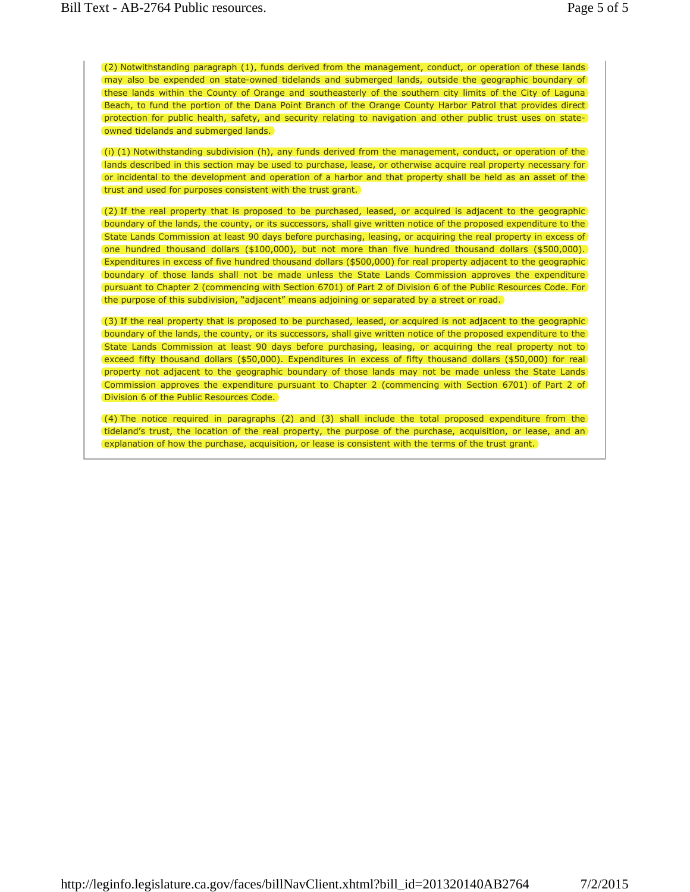(2) Notwithstanding paragraph (1), funds derived from the management, conduct, or operation of these lands may also be expended on state-owned tidelands and submerged lands, outside the geographic boundary of these lands within the County of Orange and southeasterly of the southern city limits of the City of Laguna Beach, to fund the portion of the Dana Point Branch of the Orange County Harbor Patrol that provides direct protection for public health, safety, and security relating to navigation and other public trust uses on state-owned tidelands and submerged lands.

(i) (1) Notwithstanding subdivision (h), any funds derived from the management, conduct, or operation of the lands described in this section may be used to purchase, lease, or otherwise acquire real property necessary for or incidental to the development and operation of a harbor and that property shall be held as an asset of the trust and used for purposes consistent with the trust grant.

(2) If the real property that is proposed to be purchased, leased, or acquired is adjacent to the geographic boundary of the lands, the county, or its successors, shall give written notice of the proposed expenditure to the State Lands Commission at least 90 days before purchasing, leasing, or acquiring the real property in excess of one hundred thousand dollars ($100,000), but not more than five hundred thousand dollars ($500,000). Expenditures in excess of five hundred thousand dollars ($500,000) for real property adjacent to the geographic boundary of those lands shall not be made unless the State Lands Commission approves the expenditure pursuant to Chapter 2 (commencing with Section 6701) of Part 2 of Division 6 of the Public Resources Code. For the purpose of this subdivision, "adjacent" means adjoining or separated by a street or road.

(3) If the real property that is proposed to be purchased, leased, or acquired is not adjacent to the geographic boundary of the lands, the county, or its successors, shall give written notice of the proposed expenditure to the State Lands Commission at least 90 days before purchasing, leasing, or acquiring the real property not to exceed fifty thousand dollars ($50,000). Expenditures in excess of fifty thousand dollars ($50,000) for real property not adjacent to the geographic boundary of those lands may not be made unless the State Lands Commission approves the expenditure pursuant to Chapter 2 (commencing with Section 6701) of Part 2 of Division 6 of the Public Resources Code.

(4) The notice required in paragraphs (2) and (3) shall include the total proposed expenditure from the tideland's trust, the location of the real property, the purpose of the purchase, acquisition, or lease, and an explanation of how the purchase, acquisition, or lease is consistent with the terms of the trust grant.